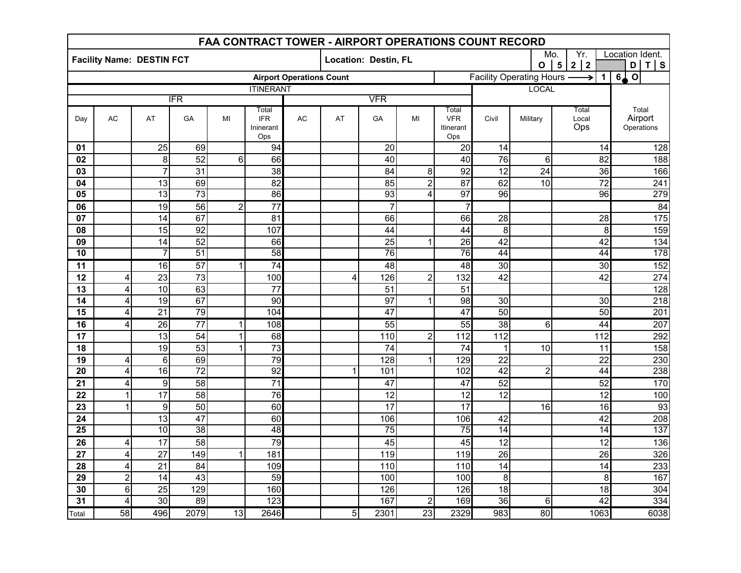# FAA CONTRACT TOWER - AIRPORT OPERATIONS COUNT RECORD

**Facility Name: DESTIN FCT** | **Location: Destin, FL** | Mo. **0 5** | Yr. **2 2** | Location Ident. **D T S**

**Airport Operations Count** | Facility Operating Hours → **1 6 . 0**

| | ITINERANT | | | | | | | | | | LOCAL | | | |
|---|---|---|---|---|---|---|---|---|---|---|---|---|---|---|
| | IFR | | | | | VFR | | | | | | | | |
| Day | AC | AT | GA | MI | Total IFR Ininerant Ops | AC | AT | GA | MI | Total VFR Itinerant Ops | Civil | Military | Total Local Ops | Total Airport Operations |
| **01** | | 25 | 69 | | 94 | | | 20 | | 20 | 14 | | 14 | 128 |
| **02** | | 8 | 52 | 6 | 66 | | | 40 | | 40 | 76 | 6 | 82 | 188 |
| **03** | | 7 | 31 | | 38 | | | 84 | 8 | 92 | 12 | 24 | 36 | 166 |
| **04** | | 13 | 69 | | 82 | | | 85 | 2 | 87 | 62 | 10 | 72 | 241 |
| **05** | | 13 | 73 | | 86 | | | 93 | 4 | 97 | 96 | | 96 | 279 |
| **06** | | 19 | 56 | 2 | 77 | | | 7 | | 7 | | | | 84 |
| **07** | | 14 | 67 | | 81 | | | 66 | | 66 | 28 | | 28 | 175 |
| **08** | | 15 | 92 | | 107 | | | 44 | | 44 | 8 | | 8 | 159 |
| **09** | | 14 | 52 | | 66 | | | 25 | 1 | 26 | 42 | | 42 | 134 |
| **10** | | 7 | 51 | | 58 | | | 76 | | 76 | 44 | | 44 | 178 |
| **11** | | 16 | 57 | 1 | 74 | | | 48 | | 48 | 30 | | 30 | 152 |
| **12** | 4 | 23 | 73 | | 100 | | 4 | 126 | 2 | 132 | 42 | | 42 | 274 |
| **13** | 4 | 10 | 63 | | 77 | | | 51 | | 51 | | | | 128 |
| **14** | 4 | 19 | 67 | | 90 | | | 97 | 1 | 98 | 30 | | 30 | 218 |
| **15** | 4 | 21 | 79 | | 104 | | | 47 | | 47 | 50 | | 50 | 201 |
| **16** | 4 | 26 | 77 | 1 | 108 | | | 55 | | 55 | 38 | 6 | 44 | 207 |
| **17** | | 13 | 54 | 1 | 68 | | | 110 | 2 | 112 | 112 | | 112 | 292 |
| **18** | | 19 | 53 | 1 | 73 | | | 74 | | 74 | 1 | 10 | 11 | 158 |
| **19** | 4 | 6 | 69 | | 79 | | | 128 | 1 | 129 | 22 | | 22 | 230 |
| **20** | 4 | 16 | 72 | | 92 | | 1 | 101 | | 102 | 42 | 2 | 44 | 238 |
| **21** | 4 | 9 | 58 | | 71 | | | 47 | | 47 | 52 | | 52 | 170 |
| **22** | 1 | 17 | 58 | | 76 | | | 12 | | 12 | 12 | | 12 | 100 |
| **23** | 1 | 9 | 50 | | 60 | | | 17 | | 17 | | 16 | 16 | 93 |
| **24** | | 13 | 47 | | 60 | | | 106 | | 106 | 42 | | 42 | 208 |
| **25** | | 10 | 38 | | 48 | | | 75 | | 75 | 14 | | 14 | 137 |
| **26** | 4 | 17 | 58 | | 79 | | | 45 | | 45 | 12 | | 12 | 136 |
| **27** | 4 | 27 | 149 | 1 | 181 | | | 119 | | 119 | 26 | | 26 | 326 |
| **28** | 4 | 21 | 84 | | 109 | | | 110 | | 110 | 14 | | 14 | 233 |
| **29** | 2 | 14 | 43 | | 59 | | | 100 | | 100 | 8 | | 8 | 167 |
| **30** | 6 | 25 | 129 | | 160 | | | 126 | | 126 | 18 | | 18 | 304 |
| **31** | 4 | 30 | 89 | | 123 | | | 167 | 2 | 169 | 36 | 6 | 42 | 334 |
| Total | 58 | 496 | 2079 | 13 | 2646 | | 5 | 2301 | 23 | 2329 | 983 | 80 | 1063 | 6038 |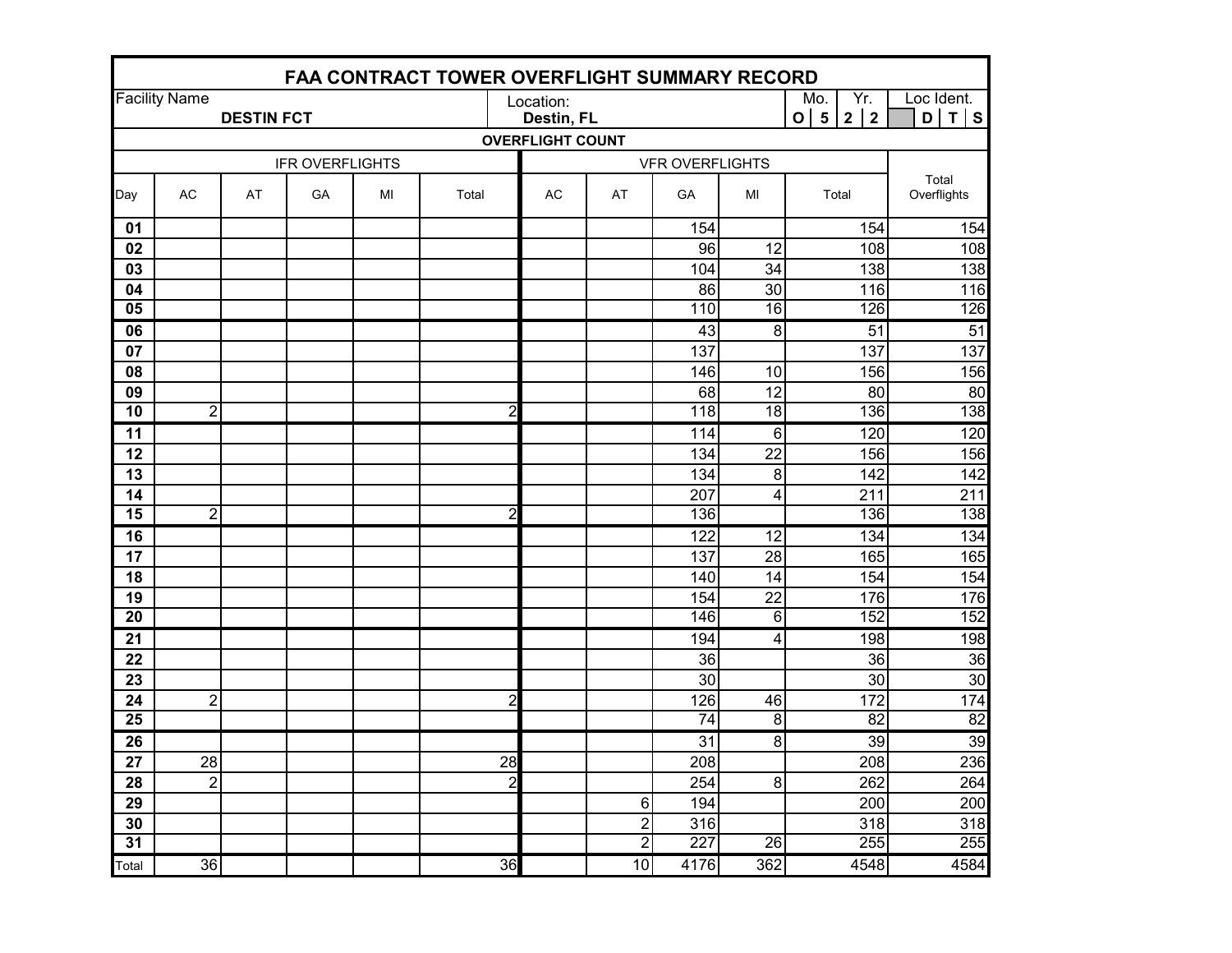# FAA CONTRACT TOWER OVERFLIGHT SUMMARY RECORD

| Facility Name | Location: | Mo. | Yr. | Loc Ident. |
|---|---|---|---|---|
| DESTIN FCT | Destin, FL | O 5 | 2 2 | D T S |

**OVERFLIGHT COUNT**

| | IFR OVERFLIGHTS | | | | | VFR OVERFLIGHTS | | | | | |
|---|---|---|---|---|---|---|---|---|---|---|---|
| Day | AC | AT | GA | MI | Total | AC | AT | GA | MI | Total | Total Overflights |
| 01 | | | | | | | | 154 | | 154 | 154 |
| 02 | | | | | | | | 96 | 12 | 108 | 108 |
| 03 | | | | | | | | 104 | 34 | 138 | 138 |
| 04 | | | | | | | | 86 | 30 | 116 | 116 |
| 05 | | | | | | | | 110 | 16 | 126 | 126 |
| 06 | | | | | | | | 43 | 8 | 51 | 51 |
| 07 | | | | | | | | 137 | | 137 | 137 |
| 08 | | | | | | | | 146 | 10 | 156 | 156 |
| 09 | | | | | | | | 68 | 12 | 80 | 80 |
| 10 | 2 | | | | 2 | | | 118 | 18 | 136 | 138 |
| 11 | | | | | | | | 114 | 6 | 120 | 120 |
| 12 | | | | | | | | 134 | 22 | 156 | 156 |
| 13 | | | | | | | | 134 | 8 | 142 | 142 |
| 14 | | | | | | | | 207 | 4 | 211 | 211 |
| 15 | 2 | | | | 2 | | | 136 | | 136 | 138 |
| 16 | | | | | | | | 122 | 12 | 134 | 134 |
| 17 | | | | | | | | 137 | 28 | 165 | 165 |
| 18 | | | | | | | | 140 | 14 | 154 | 154 |
| 19 | | | | | | | | 154 | 22 | 176 | 176 |
| 20 | | | | | | | | 146 | 6 | 152 | 152 |
| 21 | | | | | | | | 194 | 4 | 198 | 198 |
| 22 | | | | | | | | 36 | | 36 | 36 |
| 23 | | | | | | | | 30 | | 30 | 30 |
| 24 | 2 | | | | 2 | | | 126 | 46 | 172 | 174 |
| 25 | | | | | | | | 74 | 8 | 82 | 82 |
| 26 | | | | | | | | 31 | 8 | 39 | 39 |
| 27 | 28 | | | | 28 | | | 208 | | 208 | 236 |
| 28 | 2 | | | | 2 | | | 254 | 8 | 262 | 264 |
| 29 | | | | | | | 6 | 194 | | 200 | 200 |
| 30 | | | | | | | 2 | 316 | | 318 | 318 |
| 31 | | | | | | | 2 | 227 | 26 | 255 | 255 |
| Total | 36 | | | | 36 | | 10 | 4176 | 362 | 4548 | 4584 |